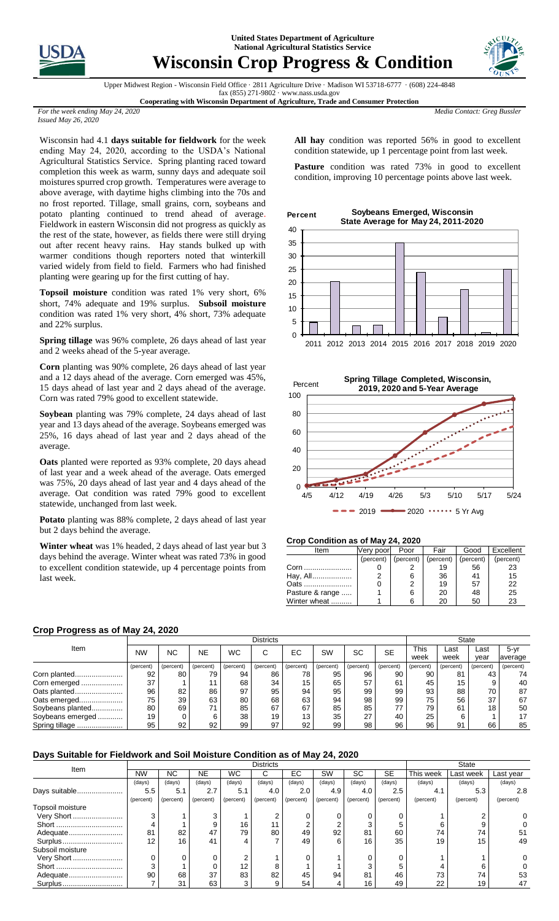**United States Department of Agriculture**
**National Agricultural Statistics Service**

# Wisconsin Crop Progress & Condition

Upper Midwest Region - Wisconsin Field Office · 2811 Agriculture Drive · Madison WI 53718-6777 · (608) 224-4848
fax (855) 271-9802 · www.nass.usda.gov
**Cooperating with Wisconsin Department of Agriculture, Trade and Consumer Protection**

*For the week ending May 24, 2020*
*Issued May 26, 2020*

*Media Contact: Greg Bussler*

Wisconsin had 4.1 **days suitable for fieldwork** for the week ending May 24, 2020, according to the USDA's National Agricultural Statistics Service. Spring planting raced toward completion this week as warm, sunny days and adequate soil moistures spurred crop growth. Temperatures were average to above average, with daytime highs climbing into the 70s and no frost reported. Tillage, small grains, corn, soybeans and potato planting continued to trend ahead of average. Fieldwork in eastern Wisconsin did not progress as quickly as the rest of the state, however, as fields there were still drying out after recent heavy rains. Hay stands bulked up with warmer conditions though reporters noted that winterkill varied widely from field to field. Farmers who had finished planting were gearing up for the first cutting of hay.

**Topsoil moisture** condition was rated 1% very short, 6% short, 74% adequate and 19% surplus. **Subsoil moisture** condition was rated 1% very short, 4% short, 73% adequate and 22% surplus.

**Spring tillage** was 96% complete, 26 days ahead of last year and 2 weeks ahead of the 5-year average.

**Corn** planting was 90% complete, 26 days ahead of last year and a 12 days ahead of the average. Corn emerged was 45%, 15 days ahead of last year and 2 days ahead of the average. Corn was rated 79% good to excellent statewide.

**Soybean** planting was 79% complete, 24 days ahead of last year and 13 days ahead of the average. Soybeans emerged was 25%, 16 days ahead of last year and 2 days ahead of the average.

**Oats** planted were reported as 93% complete, 20 days ahead of last year and a week ahead of the average. Oats emerged was 75%, 20 days ahead of last year and 4 days ahead of the average. Oat condition was rated 79% good to excellent statewide, unchanged from last week.

**Potato** planting was 88% complete, 2 days ahead of last year but 2 days behind the average.

**Winter wheat** was 1% headed, 2 days ahead of last year but 3 days behind the average. Winter wheat was rated 73% in good to excellent condition statewide, up 4 percentage points from last week.

**All hay** condition was reported 56% in good to excellent condition statewide, up 1 percentage point from last week.

**Pasture** condition was rated 73% in good to excellent condition, improving 10 percentage points above last week.

**Soybeans Emerged, Wisconsin State Average for May 24, 2011-2020**

| Year | 2011 | 2012 | 2013 | 2014 | 2015 | 2016 | 2017 | 2018 | 2019 | 2020 |
|---|---|---|---|---|---|---|---|---|---|---|
| Percent | 5 | 20 | 4 | 4 | 35 | 24 | 7 | 17 | 1 | 25 |

**Spring Tillage Completed, Wisconsin, 2019, 2020 and 5-Year Average**

(Legend: 2019, 2020, 5 Yr Avg; weeks 4/5 – 5/24)

### Crop Condition as of May 24, 2020

| Item | Very poor | Poor | Fair | Good | Excellent |
|---|---|---|---|---|---|
| | (percent) | (percent) | (percent) | (percent) | (percent) |
| Corn | 0 | 2 | 19 | 56 | 23 |
| Hay, All | 2 | 6 | 36 | 41 | 15 |
| Oats | 0 | 2 | 19 | 57 | 22 |
| Pasture & range | 1 | 6 | 20 | 48 | 25 |
| Winter wheat | 1 | 6 | 20 | 50 | 23 |

### Crop Progress as of May 24, 2020

| Item | Districts | | | | | | | | | State | | | |
|---|---|---|---|---|---|---|---|---|---|---|---|---|---|
| | NW | NC | NE | WC | C | EC | SW | SC | SE | This week | Last week | Last year | 5-yr average |
| | (percent) | (percent) | (percent) | (percent) | (percent) | (percent) | (percent) | (percent) | (percent) | (percent) | (percent) | (percent) | (percent) |
| Corn planted | 92 | 80 | 79 | 94 | 86 | 78 | 95 | 96 | 90 | 90 | 81 | 43 | 74 |
| Corn emerged | 37 | 1 | 11 | 68 | 34 | 15 | 65 | 57 | 61 | 45 | 15 | 9 | 40 |
| Oats planted | 96 | 82 | 86 | 97 | 95 | 94 | 95 | 99 | 99 | 93 | 88 | 70 | 87 |
| Oats emerged | 75 | 39 | 63 | 80 | 68 | 63 | 94 | 98 | 99 | 75 | 56 | 37 | 67 |
| Soybeans planted | 80 | 69 | 71 | 85 | 67 | 67 | 85 | 85 | 77 | 79 | 61 | 18 | 50 |
| Soybeans emerged | 19 | 0 | 6 | 38 | 19 | 13 | 35 | 27 | 40 | 25 | 6 | 1 | 17 |
| Spring tillage | 95 | 92 | 92 | 99 | 97 | 92 | 99 | 98 | 96 | 96 | 91 | 66 | 85 |

### Days Suitable for Fieldwork and Soil Moisture Condition as of May 24, 2020

| Item | Districts | | | | | | | | | State | | |
|---|---|---|---|---|---|---|---|---|---|---|---|---|
| | NW | NC | NE | WC | C | EC | SW | SC | SE | This week | Last week | Last year |
| | (days) | (days) | (days) | (days) | (days) | (days) | (days) | (days) | (days) | (days) | (days) | (days) |
| Days suitable | 5.5 | 5.1 | 2.7 | 5.1 | 4.0 | 2.0 | 4.9 | 4.0 | 2.5 | 4.1 | 5.3 | 2.8 |
| | (percent) | (percent) | (percent) | (percent) | (percent) | (percent) | (percent) | (percent) | (percent) | (percent) | (percent) | (percent) |
| Topsoil moisture | | | | | | | | | | | | |
| Very Short | 3 | 1 | 3 | 1 | 2 | 0 | 0 | 0 | 0 | 1 | 2 | 0 |
| Short | 4 | 1 | 9 | 16 | 11 | 2 | 2 | 3 | 5 | 6 | 9 | 0 |
| Adequate | 81 | 82 | 47 | 79 | 80 | 49 | 92 | 81 | 60 | 74 | 74 | 51 |
| Surplus | 12 | 16 | 41 | 4 | 7 | 49 | 6 | 16 | 35 | 19 | 15 | 49 |
| Subsoil moisture | | | | | | | | | | | | |
| Very Short | 0 | 0 | 0 | 2 | 1 | 0 | 1 | 0 | 0 | 1 | 1 | 0 |
| Short | 3 | 1 | 0 | 12 | 8 | 1 | 1 | 3 | 5 | 4 | 6 | 0 |
| Adequate | 90 | 68 | 37 | 83 | 82 | 45 | 94 | 81 | 46 | 73 | 74 | 53 |
| Surplus | 7 | 31 | 63 | 3 | 9 | 54 | 4 | 16 | 49 | 22 | 19 | 47 |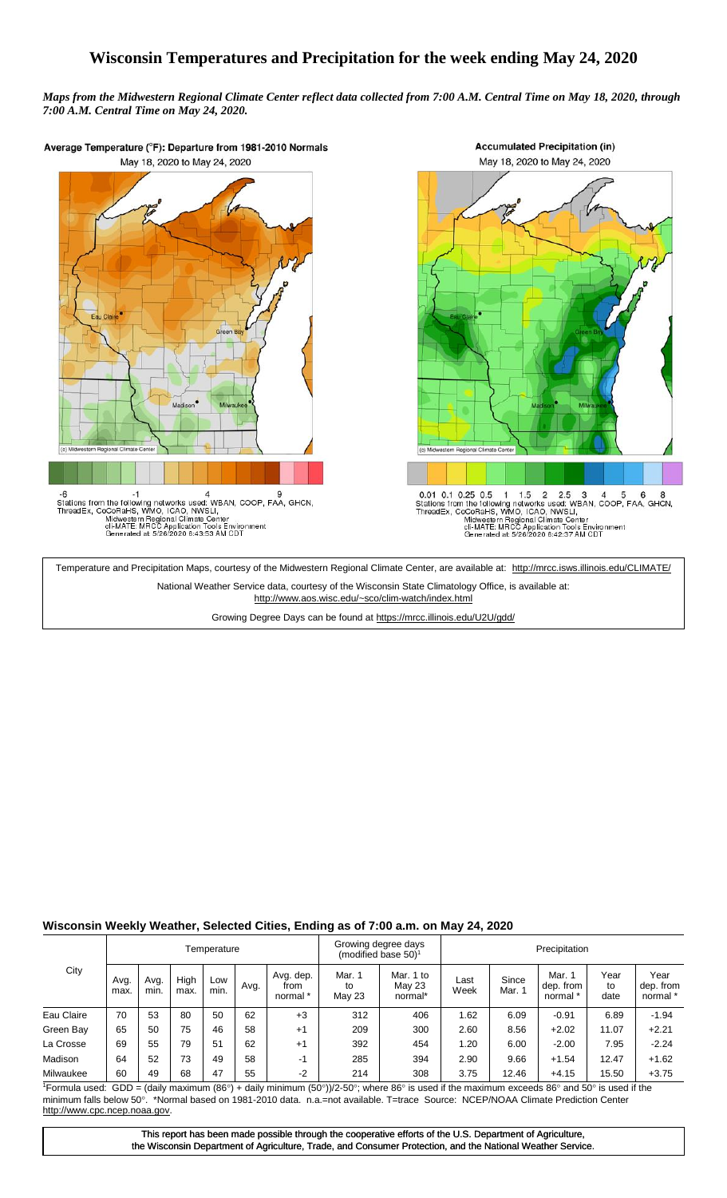# Wisconsin Temperatures and Precipitation for the week ending May 24, 2020

***Maps from the Midwestern Regional Climate Center reflect data collected from 7:00 A.M. Central Time on May 18, 2020, through 7:00 A.M. Central Time on May 24, 2020.***

Average Temperature (°F): Departure from 1981-2010 Normals
May 18, 2020 to May 24, 2020

Eau Claire
Green Bay
Madison
Milwaukee
(c) Midwestern Regional Climate Center

-6 -1 4 9
Stations from the following networks used: WBAN, COOP, FAA, GHCN, ThreadEx, CoCoRaHS, WMO, ICAO, NWSLI,
Midwestern Regional Climate Center
cli-MATE: MRCC Application Tools Environment
Generated at: 5/26/2020 8:43:53 AM CDT

Accumulated Precipitation (in)
May 18, 2020 to May 24, 2020

Eau Claire
Green Bay
Madison
Milwaukee
(c) Midwestern Regional Climate Center

0.01 0.1 0.25 0.5 1 1.5 2 2.5 3 4 5 6 8
Stations from the following networks used: WBAN, COOP, FAA, GHCN, ThreadEx, CoCoRaHS, WMO, ICAO, NWSLI,
Midwestern Regional Climate Center
cli-MATE: MRCC Application Tools Environment
Generated at: 5/26/2020 8:42:37 AM CDT

Temperature and Precipitation Maps, courtesy of the Midwestern Regional Climate Center, are available at: http://mrcc.isws.illinois.edu/CLIMATE/

National Weather Service data, courtesy of the Wisconsin State Climatology Office, is available at: http://www.aos.wisc.edu/~sco/clim-watch/index.html

Growing Degree Days can be found at https://mrcc.illinois.edu/U2U/gdd/

## Wisconsin Weekly Weather, Selected Cities, Ending as of 7:00 a.m. on May 24, 2020

| City | Temperature | | | | | | Growing degree days (modified base 50)[1] | | Precipitation | | | | |
|---|---|---|---|---|---|---|---|---|---|---|---|---|---|
| | Avg. max. | Avg. min. | High max. | Low min. | Avg. | Avg. dep. from normal * | Mar. 1 to May 23 | Mar. 1 to May 23 normal* | Last Week | Since Mar. 1 | Mar. 1 dep. from normal * | Year to date | Year dep. from normal * |
| Eau Claire | 70 | 53 | 80 | 50 | 62 | +3 | 312 | 406 | 1.62 | 6.09 | -0.91 | 6.89 | -1.94 |
| Green Bay | 65 | 50 | 75 | 46 | 58 | +1 | 209 | 300 | 2.60 | 8.56 | +2.02 | 11.07 | +2.21 |
| La Crosse | 69 | 55 | 79 | 51 | 62 | +1 | 392 | 454 | 1.20 | 6.00 | -2.00 | 7.95 | -2.24 |
| Madison | 64 | 52 | 73 | 49 | 58 | -1 | 285 | 394 | 2.90 | 9.66 | +1.54 | 12.47 | +1.62 |
| Milwaukee | 60 | 49 | 68 | 47 | 55 | -2 | 214 | 308 | 3.75 | 12.46 | +4.15 | 15.50 | +3.75 |

[1]Formula used: GDD = (daily maximum (86°) + daily minimum (50°))/2-50°; where 86° is used if the maximum exceeds 86° and 50° is used if the minimum falls below 50°. *Normal based on 1981-2010 data. n.a.=not available. T=trace Source: NCEP/NOAA Climate Prediction Center http://www.cpc.ncep.noaa.gov.

This report has been made possible through the cooperative efforts of the U.S. Department of Agriculture, the Wisconsin Department of Agriculture, Trade, and Consumer Protection, and the National Weather Service.